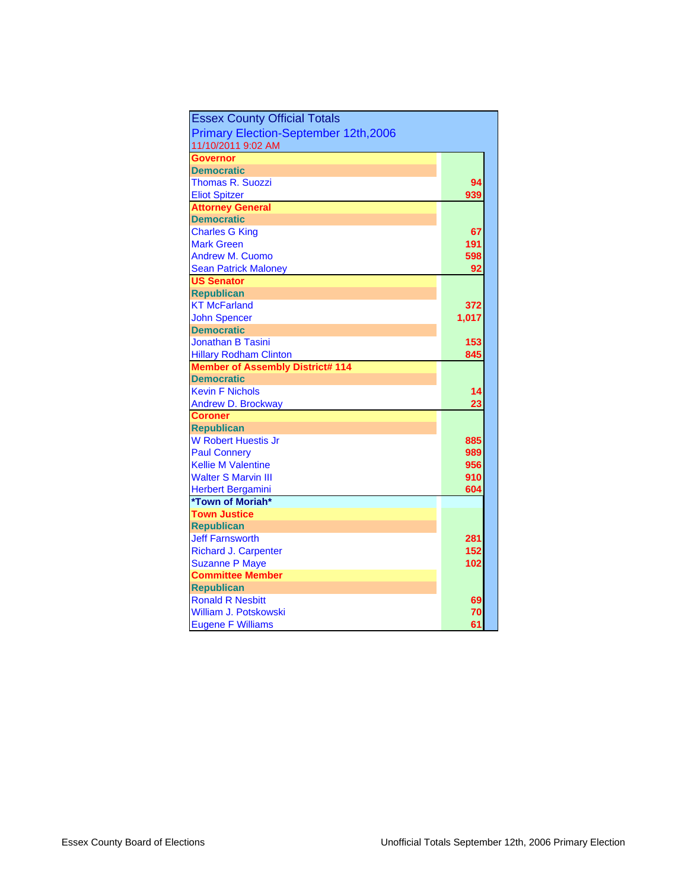# Essex County Official Totals

## Primary Election-September 12th,2006

11/10/2011 9:02 AM

| | |
|---|---|
| **Governor** | |
| **Democratic** | |
| Thomas R. Suozzi | 94 |
| Eliot Spitzer | 939 |
| **Attorney General** | |
| **Democratic** | |
| Charles G King | 67 |
| Mark Green | 191 |
| Andrew M. Cuomo | 598 |
| Sean Patrick Maloney | 92 |
| **US Senator** | |
| **Republican** | |
| KT McFarland | 372 |
| John Spencer | 1,017 |
| **Democratic** | |
| Jonathan B Tasini | 153 |
| Hillary Rodham Clinton | 845 |
| **Member of Assembly District# 114** | |
| **Democratic** | |
| Kevin F Nichols | 14 |
| Andrew D. Brockway | 23 |
| **Coroner** | |
| **Republican** | |
| W Robert Huestis Jr | 885 |
| Paul Connery | 989 |
| Kellie M Valentine | 956 |
| Walter S Marvin III | 910 |
| Herbert Bergamini | 604 |
| ***Town of Moriah*** | |
| **Town Justice** | |
| **Republican** | |
| Jeff Farnsworth | 281 |
| Richard J. Carpenter | 152 |
| Suzanne P Maye | 102 |
| **Committee Member** | |
| **Republican** | |
| Ronald R Nesbitt | 69 |
| William J. Potskowski | 70 |
| Eugene F Williams | 61 |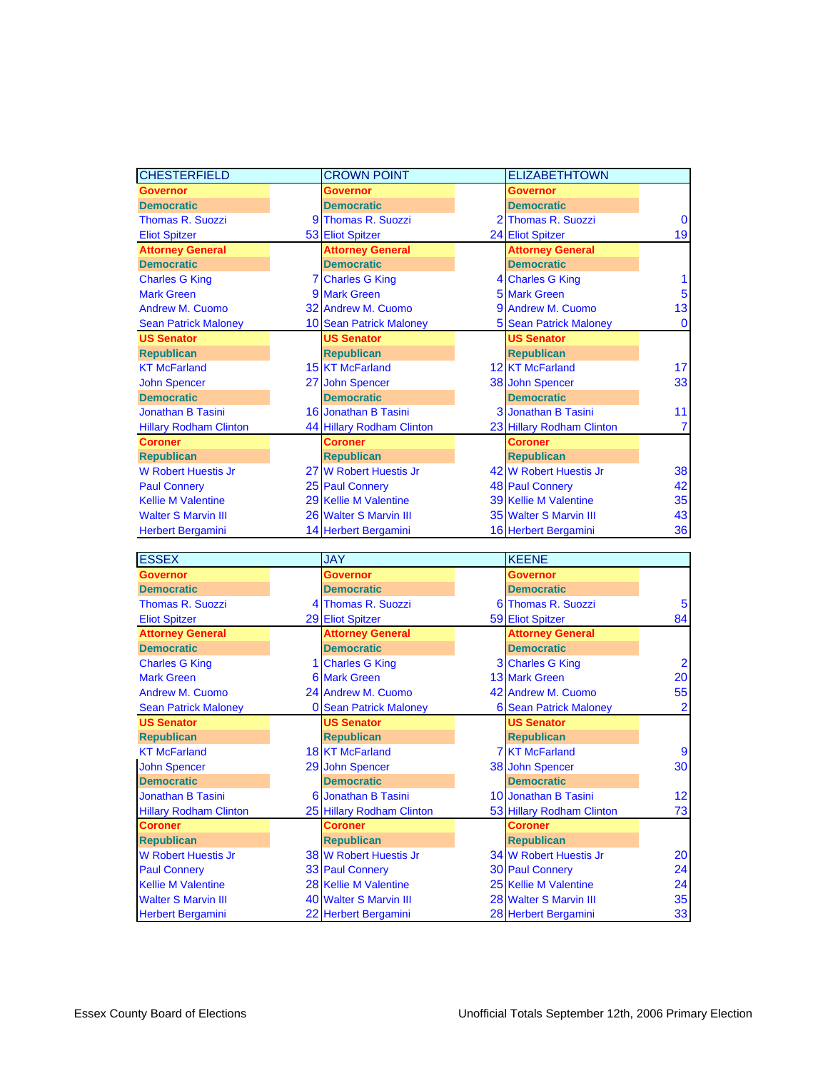| CHESTERFIELD | | CROWN POINT | | ELIZABETHTOWN | |
|---|---|---|---|---|---|
| **Governor** | | **Governor** | | **Governor** | |
| **Democratic** | | **Democratic** | | **Democratic** | |
| Thomas R. Suozzi | 9 | Thomas R. Suozzi | 2 | Thomas R. Suozzi | 0 |
| Eliot Spitzer | 53 | Eliot Spitzer | 24 | Eliot Spitzer | 19 |
| **Attorney General** | | **Attorney General** | | **Attorney General** | |
| **Democratic** | | **Democratic** | | **Democratic** | |
| Charles G King | 7 | Charles G King | 4 | Charles G King | 1 |
| Mark Green | 9 | Mark Green | 5 | Mark Green | 5 |
| Andrew M. Cuomo | 32 | Andrew M. Cuomo | 9 | Andrew M. Cuomo | 13 |
| Sean Patrick Maloney | 10 | Sean Patrick Maloney | 5 | Sean Patrick Maloney | 0 |
| **US Senator** | | **US Senator** | | **US Senator** | |
| **Republican** | | **Republican** | | **Republican** | |
| KT McFarland | 15 | KT McFarland | 12 | KT McFarland | 17 |
| John Spencer | 27 | John Spencer | 38 | John Spencer | 33 |
| **Democratic** | | **Democratic** | | **Democratic** | |
| Jonathan B Tasini | 16 | Jonathan B Tasini | 3 | Jonathan B Tasini | 11 |
| Hillary Rodham Clinton | 44 | Hillary Rodham Clinton | 23 | Hillary Rodham Clinton | 7 |
| **Coroner** | | **Coroner** | | **Coroner** | |
| **Republican** | | **Republican** | | **Republican** | |
| W Robert Huestis Jr | 27 | W Robert Huestis Jr | 42 | W Robert Huestis Jr | 38 |
| Paul Connery | 25 | Paul Connery | 48 | Paul Connery | 42 |
| Kellie M Valentine | 29 | Kellie M Valentine | 39 | Kellie M Valentine | 35 |
| Walter S Marvin III | 26 | Walter S Marvin III | 35 | Walter S Marvin III | 43 |
| Herbert Bergamini | 14 | Herbert Bergamini | 16 | Herbert Bergamini | 36 |

| ESSEX | | JAY | | KEENE | |
|---|---|---|---|---|---|
| **Governor** | | **Governor** | | **Governor** | |
| **Democratic** | | **Democratic** | | **Democratic** | |
| Thomas R. Suozzi | 4 | Thomas R. Suozzi | 6 | Thomas R. Suozzi | 5 |
| Eliot Spitzer | 29 | Eliot Spitzer | 59 | Eliot Spitzer | 84 |
| **Attorney General** | | **Attorney General** | | **Attorney General** | |
| **Democratic** | | **Democratic** | | **Democratic** | |
| Charles G King | 1 | Charles G King | 3 | Charles G King | 2 |
| Mark Green | 6 | Mark Green | 13 | Mark Green | 20 |
| Andrew M. Cuomo | 24 | Andrew M. Cuomo | 42 | Andrew M. Cuomo | 55 |
| Sean Patrick Maloney | 0 | Sean Patrick Maloney | 6 | Sean Patrick Maloney | 2 |
| **US Senator** | | **US Senator** | | **US Senator** | |
| **Republican** | | **Republican** | | **Republican** | |
| KT McFarland | 18 | KT McFarland | 7 | KT McFarland | 9 |
| John Spencer | 29 | John Spencer | 38 | John Spencer | 30 |
| **Democratic** | | **Democratic** | | **Democratic** | |
| Jonathan B Tasini | 6 | Jonathan B Tasini | 10 | Jonathan B Tasini | 12 |
| Hillary Rodham Clinton | 25 | Hillary Rodham Clinton | 53 | Hillary Rodham Clinton | 73 |
| **Coroner** | | **Coroner** | | **Coroner** | |
| **Republican** | | **Republican** | | **Republican** | |
| W Robert Huestis Jr | 38 | W Robert Huestis Jr | 34 | W Robert Huestis Jr | 20 |
| Paul Connery | 33 | Paul Connery | 30 | Paul Connery | 24 |
| Kellie M Valentine | 28 | Kellie M Valentine | 25 | Kellie M Valentine | 24 |
| Walter S Marvin III | 40 | Walter S Marvin III | 28 | Walter S Marvin III | 35 |
| Herbert Bergamini | 22 | Herbert Bergamini | 28 | Herbert Bergamini | 33 |

Essex County Board of Elections — Unofficial Totals September 12th, 2006 Primary Election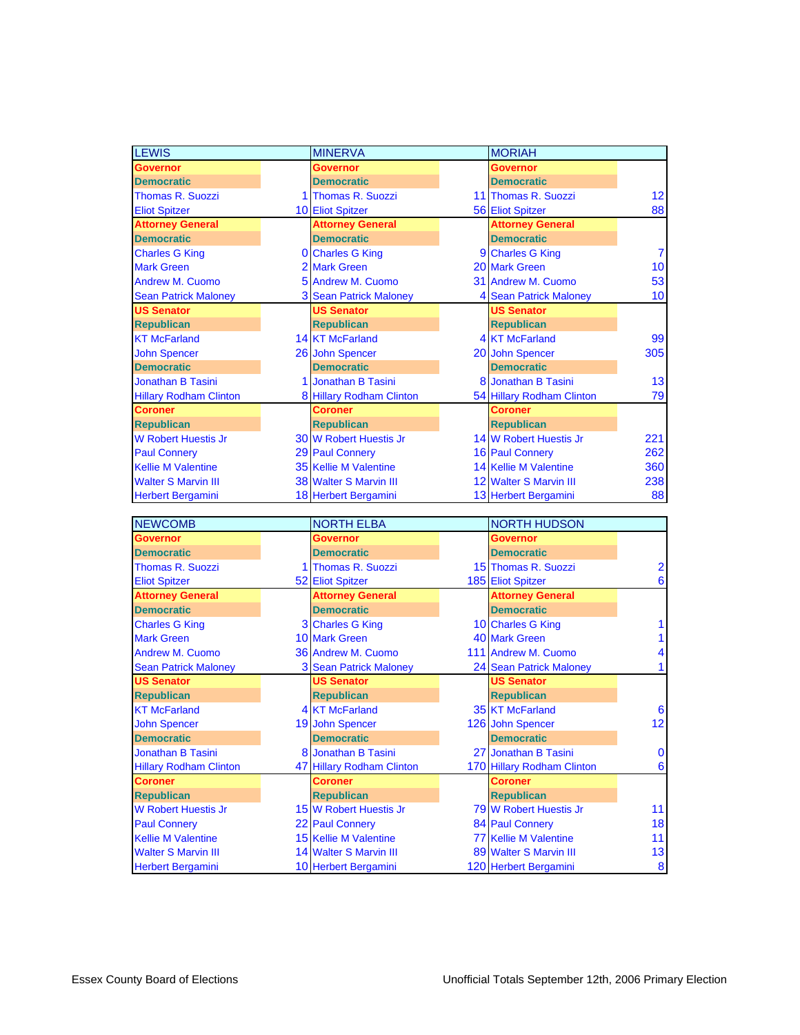| LEWIS | | MINERVA | | MORIAH | |
|---|---|---|---|---|---|
| **Governor** | | **Governor** | | **Governor** | |
| **Democratic** | | **Democratic** | | **Democratic** | |
| Thomas R. Suozzi | 1 | Thomas R. Suozzi | 11 | Thomas R. Suozzi | 12 |
| Eliot Spitzer | 10 | Eliot Spitzer | 56 | Eliot Spitzer | 88 |
| **Attorney General** | | **Attorney General** | | **Attorney General** | |
| **Democratic** | | **Democratic** | | **Democratic** | |
| Charles G King | 0 | Charles G King | 9 | Charles G King | 7 |
| Mark Green | 2 | Mark Green | 20 | Mark Green | 10 |
| Andrew M. Cuomo | 5 | Andrew M. Cuomo | 31 | Andrew M. Cuomo | 53 |
| Sean Patrick Maloney | 3 | Sean Patrick Maloney | 4 | Sean Patrick Maloney | 10 |
| **US Senator** | | **US Senator** | | **US Senator** | |
| **Republican** | | **Republican** | | **Republican** | |
| KT McFarland | 14 | KT McFarland | 4 | KT McFarland | 99 |
| John Spencer | 26 | John Spencer | 20 | John Spencer | 305 |
| **Democratic** | | **Democratic** | | **Democratic** | |
| Jonathan B Tasini | 1 | Jonathan B Tasini | 8 | Jonathan B Tasini | 13 |
| Hillary Rodham Clinton | 8 | Hillary Rodham Clinton | 54 | Hillary Rodham Clinton | 79 |
| **Coroner** | | **Coroner** | | **Coroner** | |
| **Republican** | | **Republican** | | **Republican** | |
| W Robert Huestis Jr | 30 | W Robert Huestis Jr | 14 | W Robert Huestis Jr | 221 |
| Paul Connery | 29 | Paul Connery | 16 | Paul Connery | 262 |
| Kellie M Valentine | 35 | Kellie M Valentine | 14 | Kellie M Valentine | 360 |
| Walter S Marvin III | 38 | Walter S Marvin III | 12 | Walter S Marvin III | 238 |
| Herbert Bergamini | 18 | Herbert Bergamini | 13 | Herbert Bergamini | 88 |

| NEWCOMB | | NORTH ELBA | | NORTH HUDSON | |
|---|---|---|---|---|---|
| **Governor** | | **Governor** | | **Governor** | |
| **Democratic** | | **Democratic** | | **Democratic** | |
| Thomas R. Suozzi | 1 | Thomas R. Suozzi | 15 | Thomas R. Suozzi | 2 |
| Eliot Spitzer | 52 | Eliot Spitzer | 185 | Eliot Spitzer | 6 |
| **Attorney General** | | **Attorney General** | | **Attorney General** | |
| **Democratic** | | **Democratic** | | **Democratic** | |
| Charles G King | 3 | Charles G King | 10 | Charles G King | 1 |
| Mark Green | 10 | Mark Green | 40 | Mark Green | 1 |
| Andrew M. Cuomo | 36 | Andrew M. Cuomo | 111 | Andrew M. Cuomo | 4 |
| Sean Patrick Maloney | 3 | Sean Patrick Maloney | 24 | Sean Patrick Maloney | 1 |
| **US Senator** | | **US Senator** | | **US Senator** | |
| **Republican** | | **Republican** | | **Republican** | |
| KT McFarland | 4 | KT McFarland | 35 | KT McFarland | 6 |
| John Spencer | 19 | John Spencer | 126 | John Spencer | 12 |
| **Democratic** | | **Democratic** | | **Democratic** | |
| Jonathan B Tasini | 8 | Jonathan B Tasini | 27 | Jonathan B Tasini | 0 |
| Hillary Rodham Clinton | 47 | Hillary Rodham Clinton | 170 | Hillary Rodham Clinton | 6 |
| **Coroner** | | **Coroner** | | **Coroner** | |
| **Republican** | | **Republican** | | **Republican** | |
| W Robert Huestis Jr | 15 | W Robert Huestis Jr | 79 | W Robert Huestis Jr | 11 |
| Paul Connery | 22 | Paul Connery | 84 | Paul Connery | 18 |
| Kellie M Valentine | 15 | Kellie M Valentine | 77 | Kellie M Valentine | 11 |
| Walter S Marvin III | 14 | Walter S Marvin III | 89 | Walter S Marvin III | 13 |
| Herbert Bergamini | 10 | Herbert Bergamini | 120 | Herbert Bergamini | 8 |

Essex County Board of Elections — Unofficial Totals September 12th, 2006 Primary Election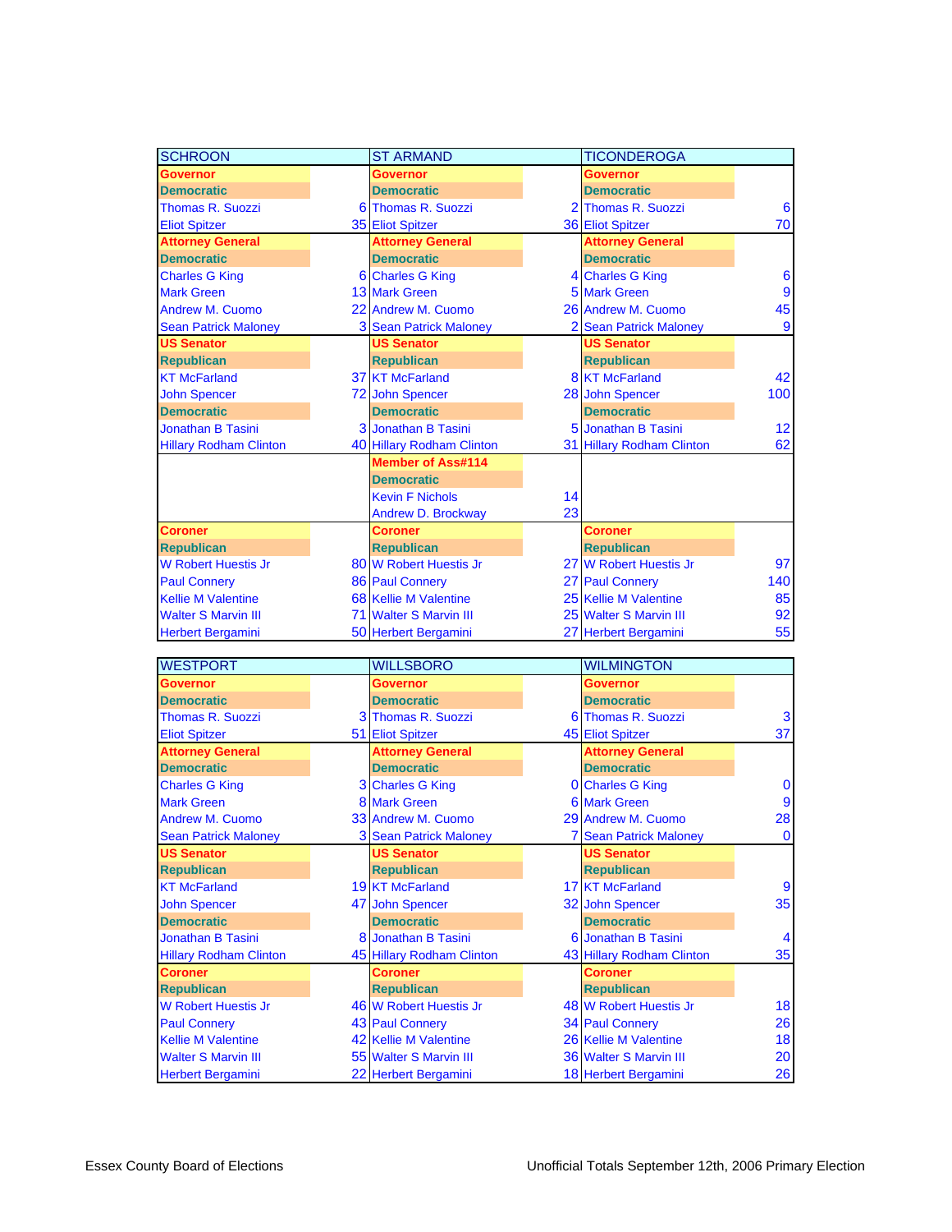| SCHROON | | ST ARMAND | | TICONDEROGA | |
|---|---|---|---|---|---|
| **Governor** | | **Governor** | | **Governor** | |
| **Democratic** | | **Democratic** | | **Democratic** | |
| Thomas R. Suozzi | 6 | Thomas R. Suozzi | 2 | Thomas R. Suozzi | 6 |
| Eliot Spitzer | 35 | Eliot Spitzer | 36 | Eliot Spitzer | 70 |
| **Attorney General** | | **Attorney General** | | **Attorney General** | |
| **Democratic** | | **Democratic** | | **Democratic** | |
| Charles G King | 6 | Charles G King | 4 | Charles G King | 6 |
| Mark Green | 13 | Mark Green | 5 | Mark Green | 9 |
| Andrew M. Cuomo | 22 | Andrew M. Cuomo | 26 | Andrew M. Cuomo | 45 |
| Sean Patrick Maloney | 3 | Sean Patrick Maloney | 2 | Sean Patrick Maloney | 9 |
| **US Senator** | | **US Senator** | | **US Senator** | |
| **Republican** | | **Republican** | | **Republican** | |
| KT McFarland | 37 | KT McFarland | 8 | KT McFarland | 42 |
| John Spencer | 72 | John Spencer | 28 | John Spencer | 100 |
| **Democratic** | | **Democratic** | | **Democratic** | |
| Jonathan B Tasini | 3 | Jonathan B Tasini | 5 | Jonathan B Tasini | 12 |
| Hillary Rodham Clinton | 40 | Hillary Rodham Clinton | 31 | Hillary Rodham Clinton | 62 |
| | | **Member of Ass#114** | | | |
| | | **Democratic** | | | |
| | | Kevin F Nichols | 14 | | |
| | | Andrew D. Brockway | 23 | | |
| **Coroner** | | **Coroner** | | **Coroner** | |
| **Republican** | | **Republican** | | **Republican** | |
| W Robert Huestis Jr | 80 | W Robert Huestis Jr | 27 | W Robert Huestis Jr | 97 |
| Paul Connery | 86 | Paul Connery | 27 | Paul Connery | 140 |
| Kellie M Valentine | 68 | Kellie M Valentine | 25 | Kellie M Valentine | 85 |
| Walter S Marvin III | 71 | Walter S Marvin III | 25 | Walter S Marvin III | 92 |
| Herbert Bergamini | 50 | Herbert Bergamini | 27 | Herbert Bergamini | 55 |

| WESTPORT | | WILLSBORO | | WILMINGTON | |
|---|---|---|---|---|---|
| **Governor** | | **Governor** | | **Governor** | |
| **Democratic** | | **Democratic** | | **Democratic** | |
| Thomas R. Suozzi | 3 | Thomas R. Suozzi | 6 | Thomas R. Suozzi | 3 |
| Eliot Spitzer | 51 | Eliot Spitzer | 45 | Eliot Spitzer | 37 |
| **Attorney General** | | **Attorney General** | | **Attorney General** | |
| **Democratic** | | **Democratic** | | **Democratic** | |
| Charles G King | 3 | Charles G King | 0 | Charles G King | 0 |
| Mark Green | 8 | Mark Green | 6 | Mark Green | 9 |
| Andrew M. Cuomo | 33 | Andrew M. Cuomo | 29 | Andrew M. Cuomo | 28 |
| Sean Patrick Maloney | 3 | Sean Patrick Maloney | 7 | Sean Patrick Maloney | 0 |
| **US Senator** | | **US Senator** | | **US Senator** | |
| **Republican** | | **Republican** | | **Republican** | |
| KT McFarland | 19 | KT McFarland | 17 | KT McFarland | 9 |
| John Spencer | 47 | John Spencer | 32 | John Spencer | 35 |
| **Democratic** | | **Democratic** | | **Democratic** | |
| Jonathan B Tasini | 8 | Jonathan B Tasini | 6 | Jonathan B Tasini | 4 |
| Hillary Rodham Clinton | 45 | Hillary Rodham Clinton | 43 | Hillary Rodham Clinton | 35 |
| **Coroner** | | **Coroner** | | **Coroner** | |
| **Republican** | | **Republican** | | **Republican** | |
| W Robert Huestis Jr | 46 | W Robert Huestis Jr | 48 | W Robert Huestis Jr | 18 |
| Paul Connery | 43 | Paul Connery | 34 | Paul Connery | 26 |
| Kellie M Valentine | 42 | Kellie M Valentine | 26 | Kellie M Valentine | 18 |
| Walter S Marvin III | 55 | Walter S Marvin III | 36 | Walter S Marvin III | 20 |
| Herbert Bergamini | 22 | Herbert Bergamini | 18 | Herbert Bergamini | 26 |